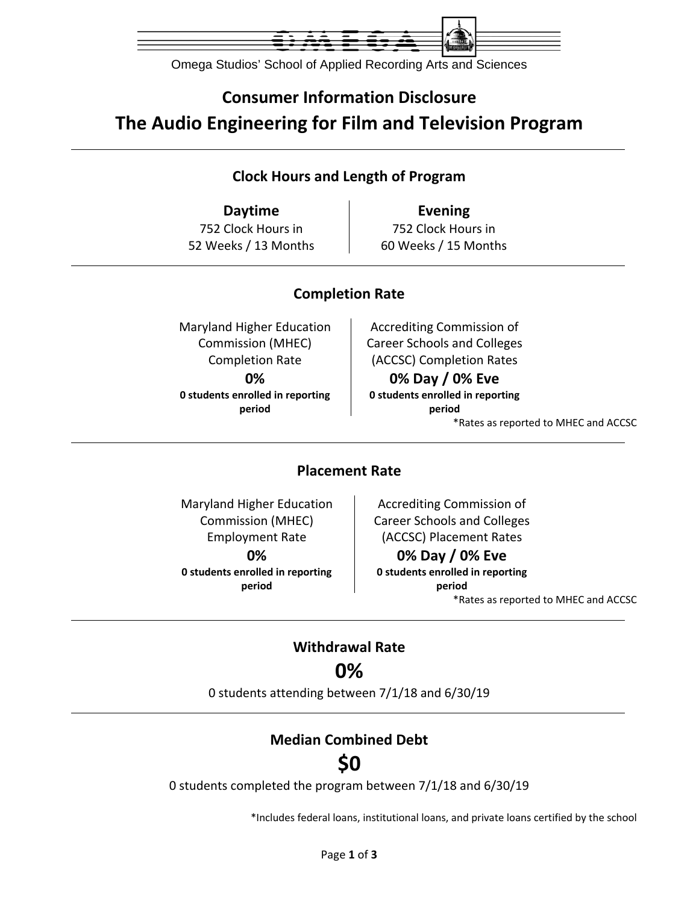Omega Studios' School of Applied Recording Arts and Sciences

# Consumer Information Disclosure

# The Audio Engineering for Film and Television Program

## Clock Hours and Length of Program

| Daytime | Evening |
| --- | --- |
| 752 Clock Hours in 52 Weeks / 13 Months | 752 Clock Hours in 60 Weeks / 15 Months |

## Completion Rate

| Maryland Higher Education Commission (MHEC) Completion Rate | Accrediting Commission of Career Schools and Colleges (ACCSC) Completion Rates |
| --- | --- |
| **0%** | **0% Day / 0% Eve** |
| **0 students enrolled in reporting period** | **0 students enrolled in reporting period** |

*Rates as reported to MHEC and ACCSC

## Placement Rate

| Maryland Higher Education Commission (MHEC) Employment Rate | Accrediting Commission of Career Schools and Colleges (ACCSC) Placement Rates |
| --- | --- |
| **0%** | **0% Day / 0% Eve** |
| **0 students enrolled in reporting period** | **0 students enrolled in reporting period** |

*Rates as reported to MHEC and ACCSC

## Withdrawal Rate

**0%**

0 students attending between 7/1/18 and 6/30/19

## Median Combined Debt

**$0**

0 students completed the program between 7/1/18 and 6/30/19

*Includes federal loans, institutional loans, and private loans certified by the school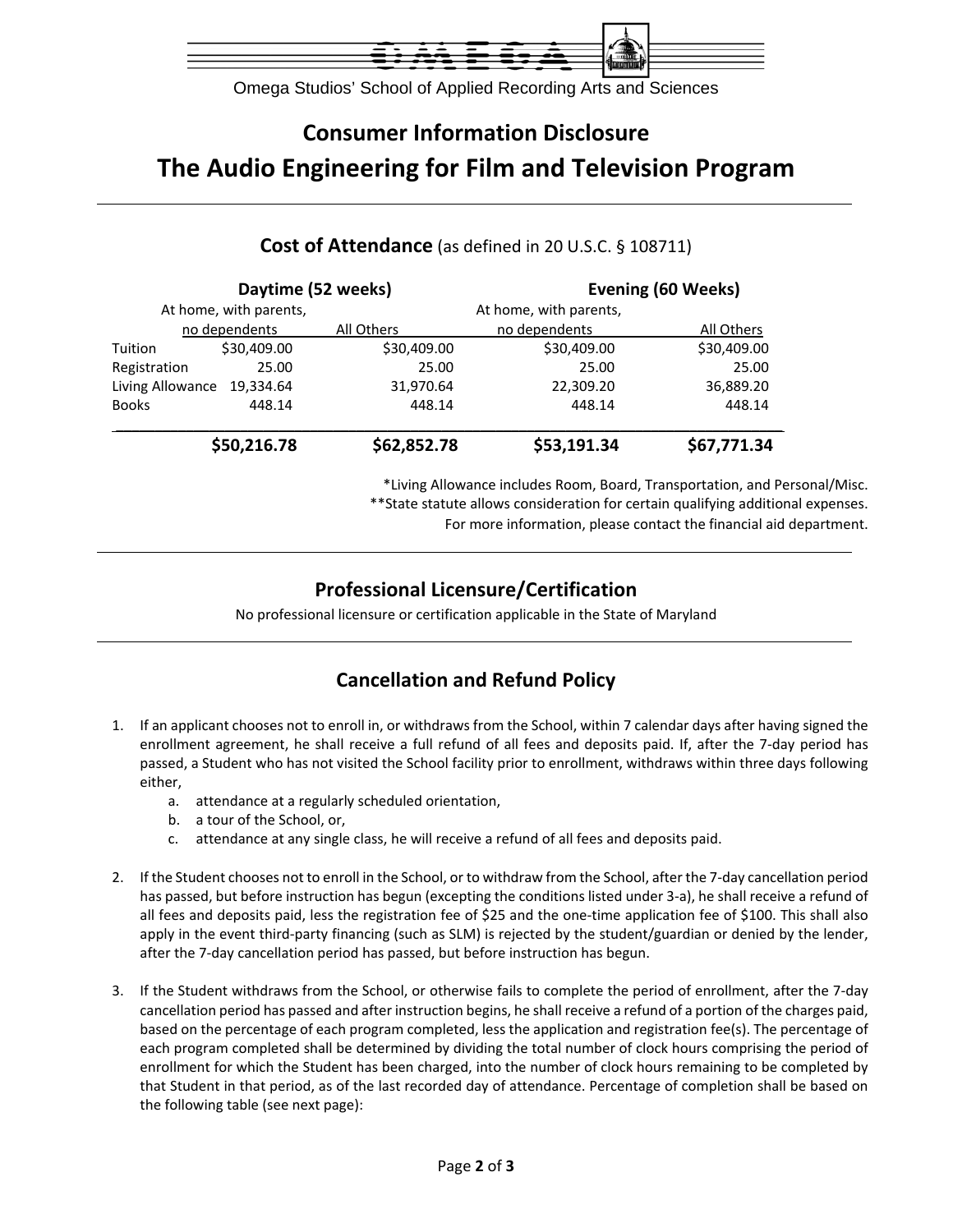Omega Studios' School of Applied Recording Arts and Sciences

# Consumer Information Disclosure

# The Audio Engineering for Film and Television Program

## Cost of Attendance (as defined in 20 U.S.C. § 108711)

| | Daytime (52 weeks) | | Evening (60 Weeks) | |
|---|---|---|---|---|
| | At home, with parents, no dependents | All Others | At home, with parents, no dependents | All Others |
| Tuition | $30,409.00 | $30,409.00 | $30,409.00 | $30,409.00 |
| Registration | 25.00 | 25.00 | 25.00 | 25.00 |
| Living Allowance | 19,334.64 | 31,970.64 | 22,309.20 | 36,889.20 |
| Books | 448.14 | 448.14 | 448.14 | 448.14 |
| | **$50,216.78** | **$62,852.78** | **$53,191.34** | **$67,771.34** |

*Living Allowance includes Room, Board, Transportation, and Personal/Misc.
**State statute allows consideration for certain qualifying additional expenses.
For more information, please contact the financial aid department.

## Professional Licensure/Certification

No professional licensure or certification applicable in the State of Maryland

## Cancellation and Refund Policy

1. If an applicant chooses not to enroll in, or withdraws from the School, within 7 calendar days after having signed the enrollment agreement, he shall receive a full refund of all fees and deposits paid. If, after the 7-day period has passed, a Student who has not visited the School facility prior to enrollment, withdraws within three days following either,
   a. attendance at a regularly scheduled orientation,
   b. a tour of the School, or,
   c. attendance at any single class, he will receive a refund of all fees and deposits paid.

2. If the Student chooses not to enroll in the School, or to withdraw from the School, after the 7-day cancellation period has passed, but before instruction has begun (excepting the conditions listed under 3-a), he shall receive a refund of all fees and deposits paid, less the registration fee of $25 and the one-time application fee of $100. This shall also apply in the event third-party financing (such as SLM) is rejected by the student/guardian or denied by the lender, after the 7-day cancellation period has passed, but before instruction has begun.

3. If the Student withdraws from the School, or otherwise fails to complete the period of enrollment, after the 7-day cancellation period has passed and after instruction begins, he shall receive a refund of a portion of the charges paid, based on the percentage of each program completed, less the application and registration fee(s). The percentage of each program completed shall be determined by dividing the total number of clock hours comprising the period of enrollment for which the Student has been charged, into the number of clock hours remaining to be completed by that Student in that period, as of the last recorded day of attendance. Percentage of completion shall be based on the following table (see next page):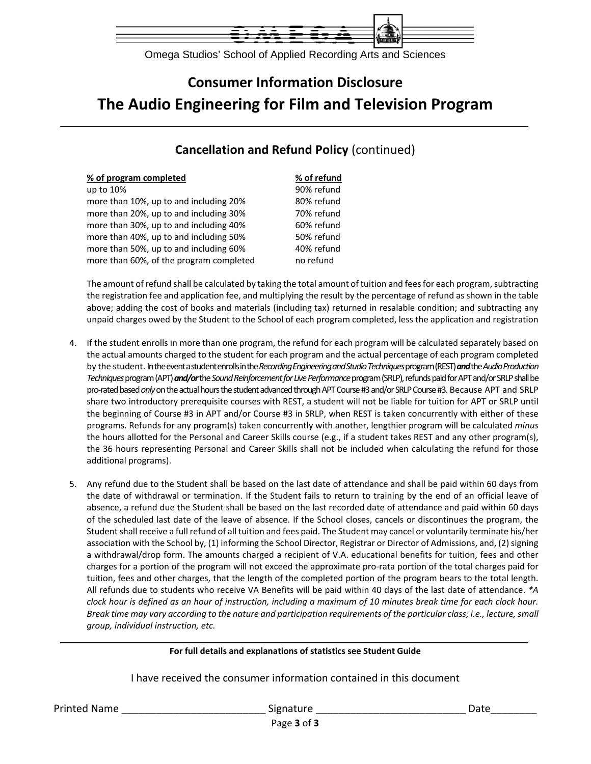Omega Studios' School of Applied Recording Arts and Sciences

## Consumer Information Disclosure

# The Audio Engineering for Film and Television Program

### Cancellation and Refund Policy (continued)

| % of program completed | % of refund |
|---|---|
| up to 10% | 90% refund |
| more than 10%, up to and including 20% | 80% refund |
| more than 20%, up to and including 30% | 70% refund |
| more than 30%, up to and including 40% | 60% refund |
| more than 40%, up to and including 50% | 50% refund |
| more than 50%, up to and including 60% | 40% refund |
| more than 60%, of the program completed | no refund |

The amount of refund shall be calculated by taking the total amount of tuition and fees for each program, subtracting the registration fee and application fee, and multiplying the result by the percentage of refund as shown in the table above; adding the cost of books and materials (including tax) returned in resalable condition; and subtracting any unpaid charges owed by the Student to the School of each program completed, less the application and registration

4. If the student enrolls in more than one program, the refund for each program will be calculated separately based on the actual amounts charged to the student for each program and the actual percentage of each program completed by the student. In the event a student enrolls in the *Recording Engineering and Studio Techniques* program (REST) ***and*** the *Audio Production Techniques* program (APT) ***and/or*** the *Sound Reinforcement for Live Performance* program (SRLP), refunds paid for APT and/or SRLP shall be pro-rated based *only* on the actual hours the student advanced through APT Course #3 and/or SRLP Course #3. Because APT and SRLP share two introductory prerequisite courses with REST, a student will not be liable for tuition for APT or SRLP until the beginning of Course #3 in APT and/or Course #3 in SRLP, when REST is taken concurrently with either of these programs. Refunds for any program(s) taken concurrently with another, lengthier program will be calculated *minus* the hours allotted for the Personal and Career Skills course (e.g., if a student takes REST and any other program(s), the 36 hours representing Personal and Career Skills shall not be included when calculating the refund for those additional programs).

5. Any refund due to the Student shall be based on the last date of attendance and shall be paid within 60 days from the date of withdrawal or termination. If the Student fails to return to training by the end of an official leave of absence, a refund due the Student shall be based on the last recorded date of attendance and paid within 60 days of the scheduled last date of the leave of absence. If the School closes, cancels or discontinues the program, the Student shall receive a full refund of all tuition and fees paid. The Student may cancel or voluntarily terminate his/her association with the School by, (1) informing the School Director, Registrar or Director of Admissions, and, (2) signing a withdrawal/drop form. The amounts charged a recipient of V.A. educational benefits for tuition, fees and other charges for a portion of the program will not exceed the approximate pro-rata portion of the total charges paid for tuition, fees and other charges, that the length of the completed portion of the program bears to the total length. All refunds due to students who receive VA Benefits will be paid within 40 days of the last date of attendance. *\*A clock hour is defined as an hour of instruction, including a maximum of 10 minutes break time for each clock hour. Break time may vary according to the nature and participation requirements of the particular class; i.e., lecture, small group, individual instruction, etc.*

**For full details and explanations of statistics see Student Guide**

I have received the consumer information contained in this document

Printed Name ________________________ Signature _________________________ Date________